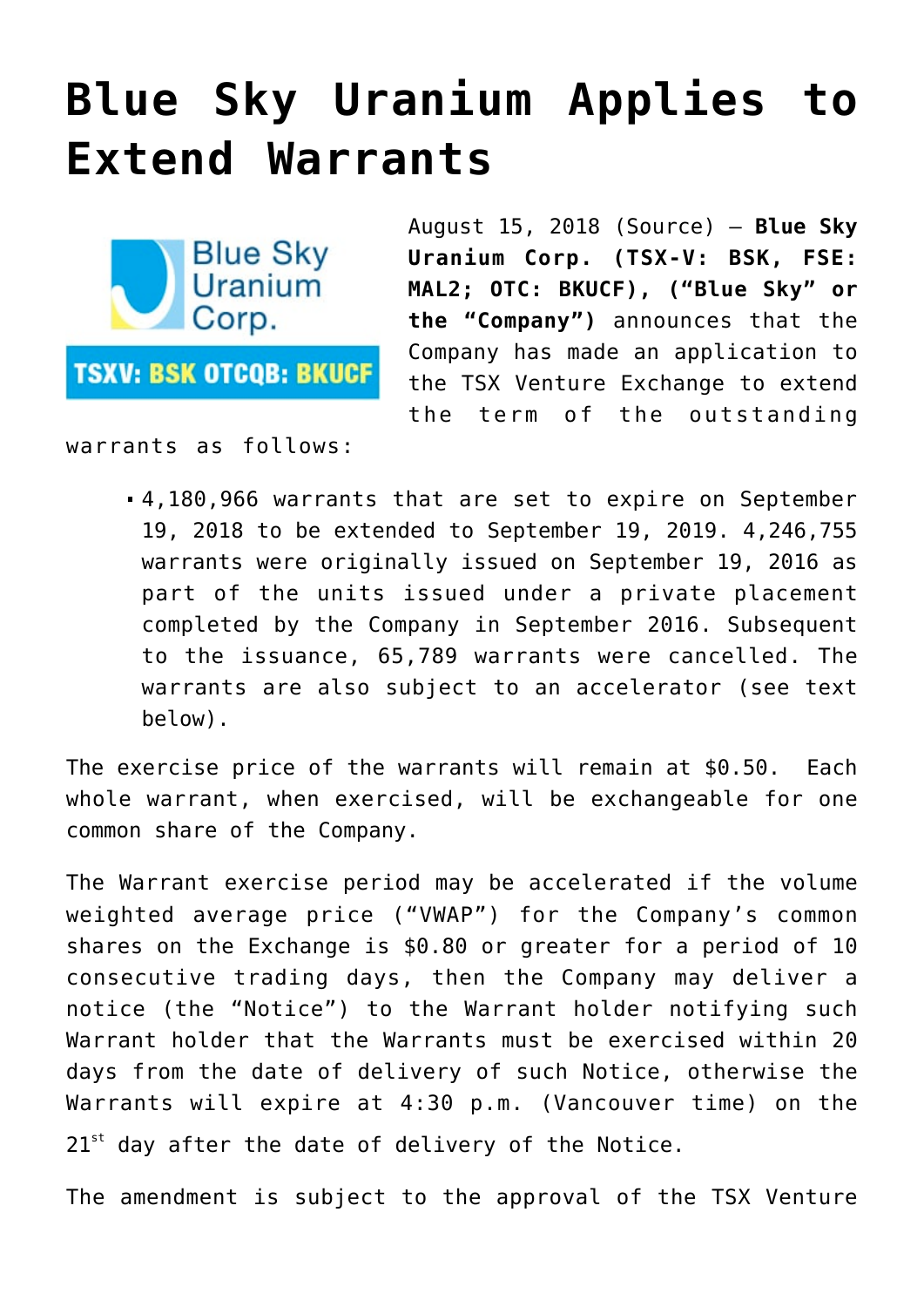# Blue Sky Uranium Applies to Extend Warrants

August 15, 2018 (Source) — **Blue Sky Uranium Corp. (TSX-V: BSK, FSE: MAL2; OTC: BKUCF), ("Blue Sky" or the "Company")** announces that the Company has made an application to the TSX Venture Exchange to extend the term of the outstanding warrants as follows:

- 4,180,966 warrants that are set to expire on September 19, 2018 to be extended to September 19, 2019. 4,246,755 warrants were originally issued on September 19, 2016 as part of the units issued under a private placement completed by the Company in September 2016. Subsequent to the issuance, 65,789 warrants were cancelled. The warrants are also subject to an accelerator (see text below).

The exercise price of the warrants will remain at $0.50. Each whole warrant, when exercised, will be exchangeable for one common share of the Company.

The Warrant exercise period may be accelerated if the volume weighted average price ("VWAP") for the Company's common shares on the Exchange is $0.80 or greater for a period of 10 consecutive trading days, then the Company may deliver a notice (the "Notice") to the Warrant holder notifying such Warrant holder that the Warrants must be exercised within 20 days from the date of delivery of such Notice, otherwise the Warrants will expire at 4:30 p.m. (Vancouver time) on the 21st day after the date of delivery of the Notice.

The amendment is subject to the approval of the TSX Venture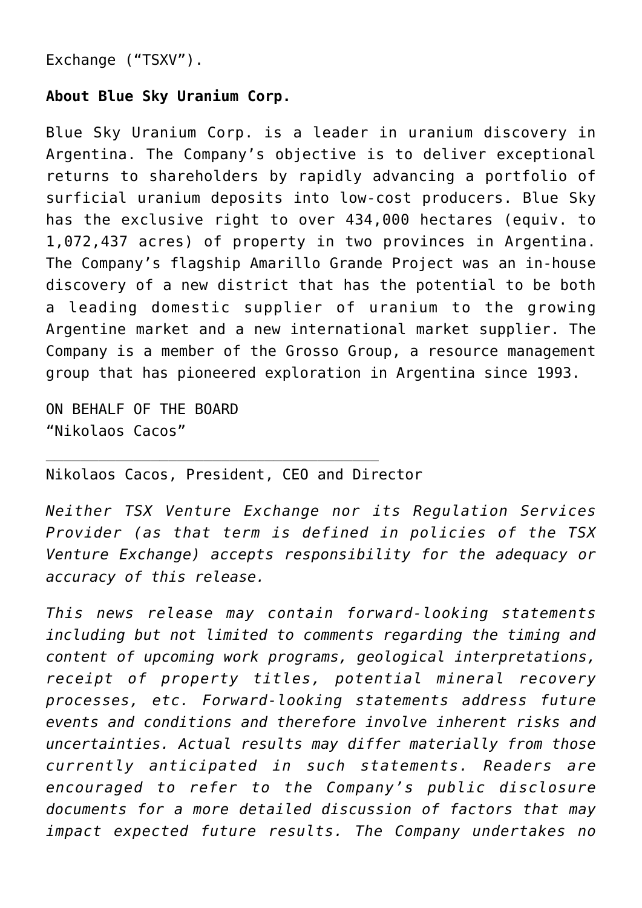Exchange (“TSXV”).

**About Blue Sky Uranium Corp.**

Blue Sky Uranium Corp. is a leader in uranium discovery in Argentina. The Company’s objective is to deliver exceptional returns to shareholders by rapidly advancing a portfolio of surficial uranium deposits into low-cost producers. Blue Sky has the exclusive right to over 434,000 hectares (equiv. to 1,072,437 acres) of property in two provinces in Argentina. The Company’s flagship Amarillo Grande Project was an in-house discovery of a new district that has the potential to be both a leading domestic supplier of uranium to the growing Argentine market and a new international market supplier. The Company is a member of the Grosso Group, a resource management group that has pioneered exploration in Argentina since 1993.

ON BEHALF OF THE BOARD
“Nikolaos Cacos”

\_\_\_\_\_\_\_\_\_\_\_\_\_\_\_\_\_\_\_\_\_\_\_\_\_\_\_\_\_\_\_\_\_\_\_\_\_\_\_\_

Nikolaos Cacos, President, CEO and Director

*Neither TSX Venture Exchange nor its Regulation Services Provider (as that term is defined in policies of the TSX Venture Exchange) accepts responsibility for the adequacy or accuracy of this release.*

*This news release may contain forward-looking statements including but not limited to comments regarding the timing and content of upcoming work programs, geological interpretations, receipt of property titles, potential mineral recovery processes, etc. Forward-looking statements address future events and conditions and therefore involve inherent risks and uncertainties. Actual results may differ materially from those currently anticipated in such statements. Readers are encouraged to refer to the Company’s public disclosure documents for a more detailed discussion of factors that may impact expected future results. The Company undertakes no*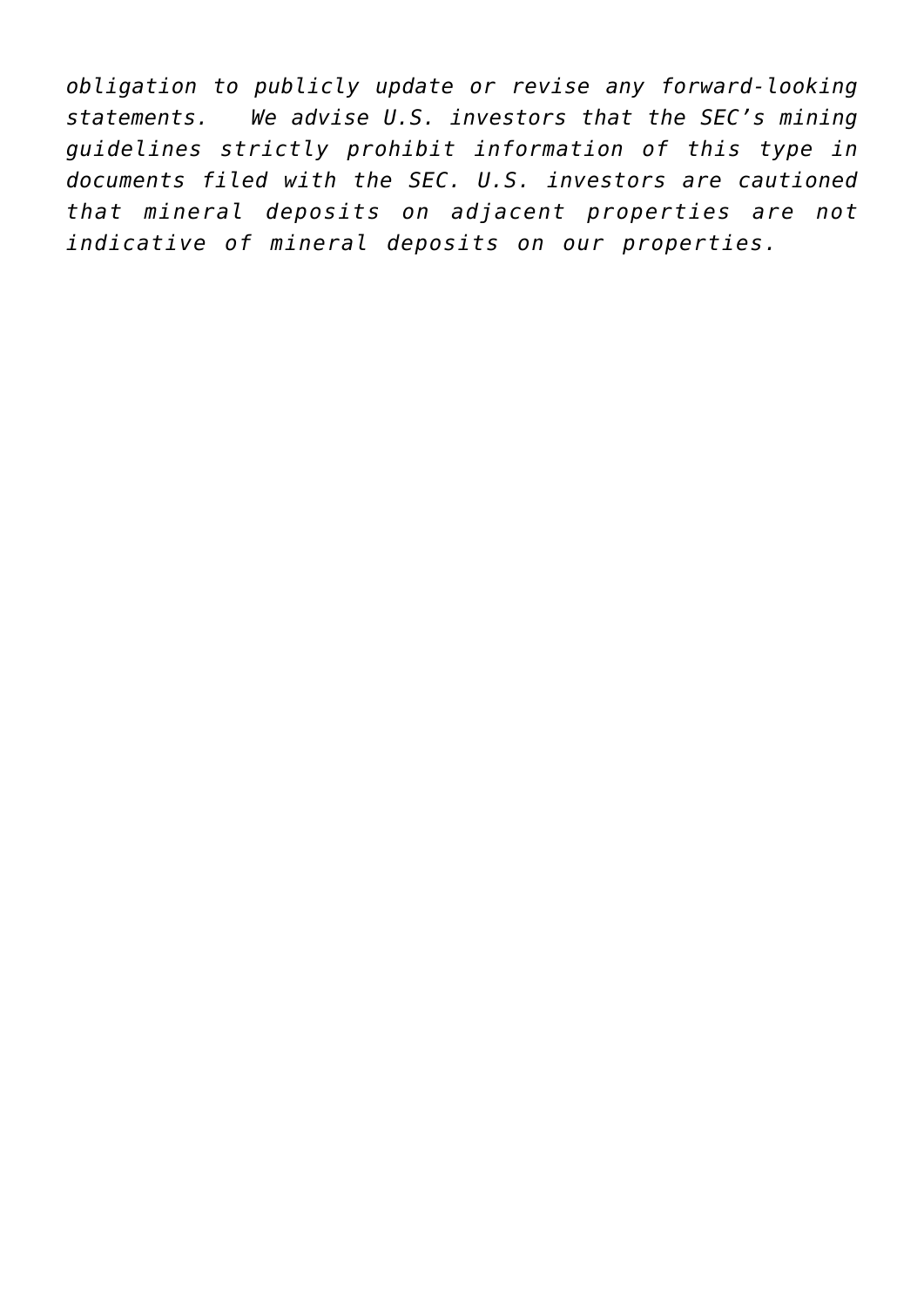*obligation to publicly update or revise any forward-looking statements. We advise U.S. investors that the SEC's mining guidelines strictly prohibit information of this type in documents filed with the SEC. U.S. investors are cautioned that mineral deposits on adjacent properties are not indicative of mineral deposits on our properties.*